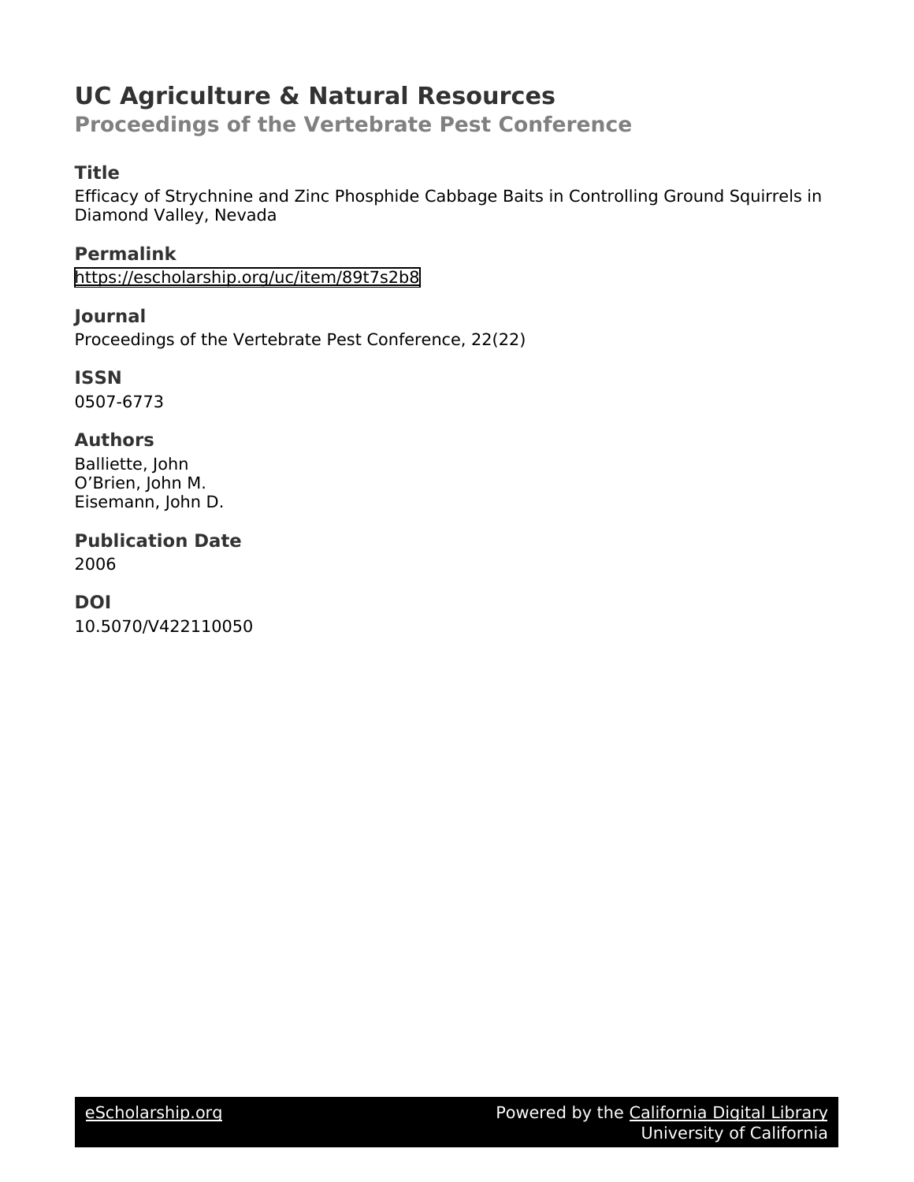# UC Agriculture & Natural Resources

## Proceedings of the Vertebrate Pest Conference

### Title

Efficacy of Strychnine and Zinc Phosphide Cabbage Baits in Controlling Ground Squirrels in Diamond Valley, Nevada

### Permalink

https://escholarship.org/uc/item/89t7s2b8

### Journal

Proceedings of the Vertebrate Pest Conference, 22(22)

### ISSN

0507-6773

### Authors

Balliette, John
O'Brien, John M.
Eisemann, John D.

### Publication Date

2006

### DOI

10.5070/V422110050

eScholarship.org Powered by the California Digital Library University of California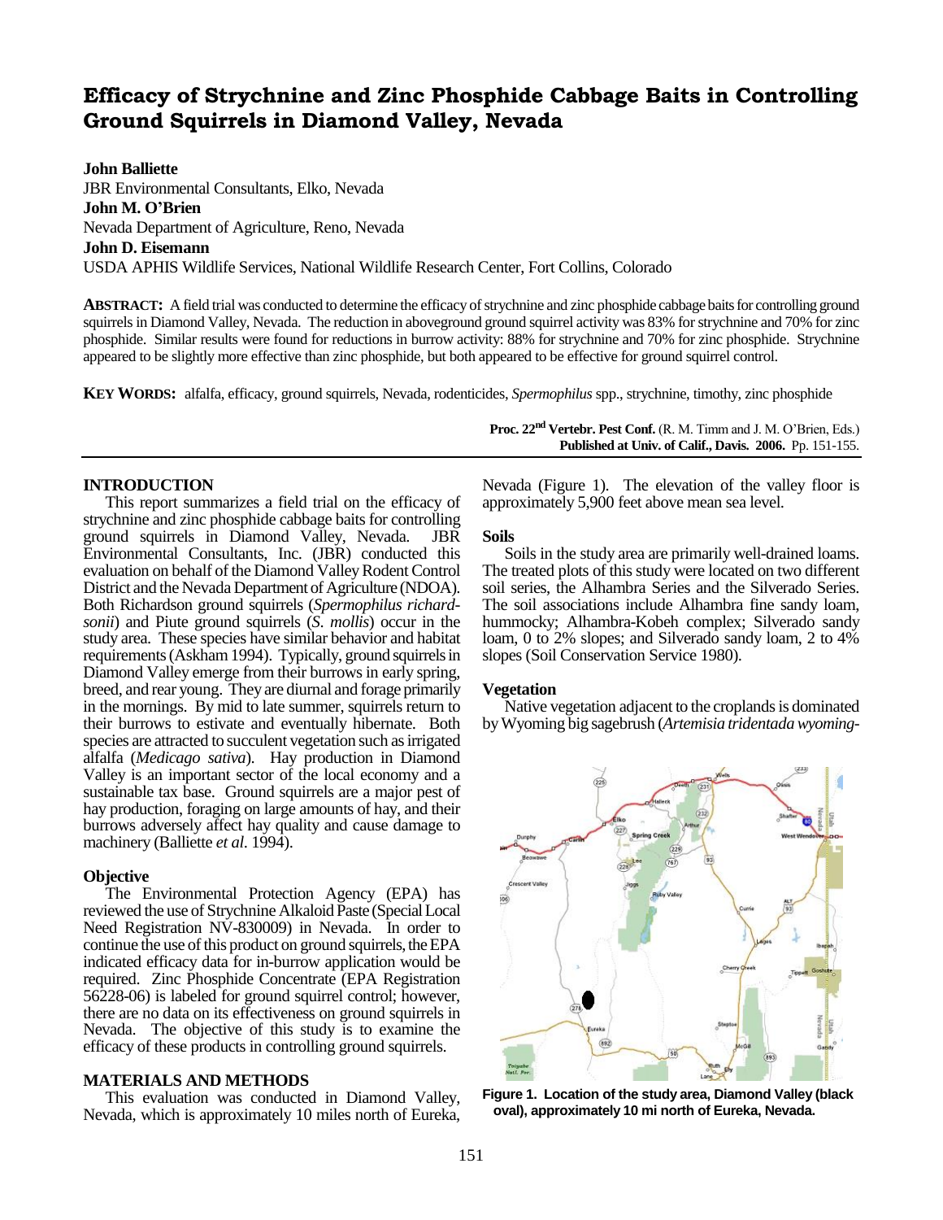# Efficacy of Strychnine and Zinc Phosphide Cabbage Baits in Controlling Ground Squirrels in Diamond Valley, Nevada

**John Balliette**
JBR Environmental Consultants, Elko, Nevada
**John M. O'Brien**
Nevada Department of Agriculture, Reno, Nevada
**John D. Eisemann**
USDA APHIS Wildlife Services, National Wildlife Research Center, Fort Collins, Colorado

**ABSTRACT:** A field trial was conducted to determine the efficacy of strychnine and zinc phosphide cabbage baits for controlling ground squirrels in Diamond Valley, Nevada. The reduction in aboveground ground squirrel activity was 83% for strychnine and 70% for zinc phosphide. Similar results were found for reductions in burrow activity: 88% for strychnine and 70% for zinc phosphide. Strychnine appeared to be slightly more effective than zinc phosphide, but both appeared to be effective for ground squirrel control.

**KEY WORDS:** alfalfa, efficacy, ground squirrels, Nevada, rodenticides, *Spermophilus* spp., strychnine, timothy, zinc phosphide

**Proc. 22nd Vertebr. Pest Conf.** (R. M. Timm and J. M. O'Brien, Eds.)
**Published at Univ. of Calif., Davis. 2006.** Pp. 151-155.

## INTRODUCTION

This report summarizes a field trial on the efficacy of strychnine and zinc phosphide cabbage baits for controlling ground squirrels in Diamond Valley, Nevada. JBR Environmental Consultants, Inc. (JBR) conducted this evaluation on behalf of the Diamond Valley Rodent Control District and the Nevada Department of Agriculture (NDOA). Both Richardson ground squirrels (*Spermophilus richardsonii*) and Piute ground squirrels (*S. mollis*) occur in the study area. These species have similar behavior and habitat requirements (Askham 1994). Typically, ground squirrels in Diamond Valley emerge from their burrows in early spring, breed, and rear young. They are diurnal and forage primarily in the mornings. By mid to late summer, squirrels return to their burrows to estivate and eventually hibernate. Both species are attracted to succulent vegetation such as irrigated alfalfa (*Medicago sativa*). Hay production in Diamond Valley is an important sector of the local economy and a sustainable tax base. Ground squirrels are a major pest of hay production, foraging on large amounts of hay, and their burrows adversely affect hay quality and cause damage to machinery (Balliette *et al*. 1994).

### Objective

The Environmental Protection Agency (EPA) has reviewed the use of Strychnine Alkaloid Paste (Special Local Need Registration NV-830009) in Nevada. In order to continue the use of this product on ground squirrels, the EPA indicated efficacy data for in-burrow application would be required. Zinc Phosphide Concentrate (EPA Registration 56228-06) is labeled for ground squirrel control; however, there are no data on its effectiveness on ground squirrels in Nevada. The objective of this study is to examine the efficacy of these products in controlling ground squirrels.

## MATERIALS AND METHODS

This evaluation was conducted in Diamond Valley, Nevada, which is approximately 10 miles north of Eureka, Nevada (Figure 1). The elevation of the valley floor is approximately 5,900 feet above mean sea level.

### Soils

Soils in the study area are primarily well-drained loams. The treated plots of this study were located on two different soil series, the Alhambra Series and the Silverado Series. The soil associations include Alhambra fine sandy loam, hummocky; Alhambra-Kobeh complex; Silverado sandy loam, 0 to 2% slopes; and Silverado sandy loam, 2 to 4% slopes (Soil Conservation Service 1980).

### Vegetation

Native vegetation adjacent to the croplands is dominated by Wyoming big sagebrush (*Artemisia tridentada wyoming-*

**Figure 1. Location of the study area, Diamond Valley (black oval), approximately 10 mi north of Eureka, Nevada.**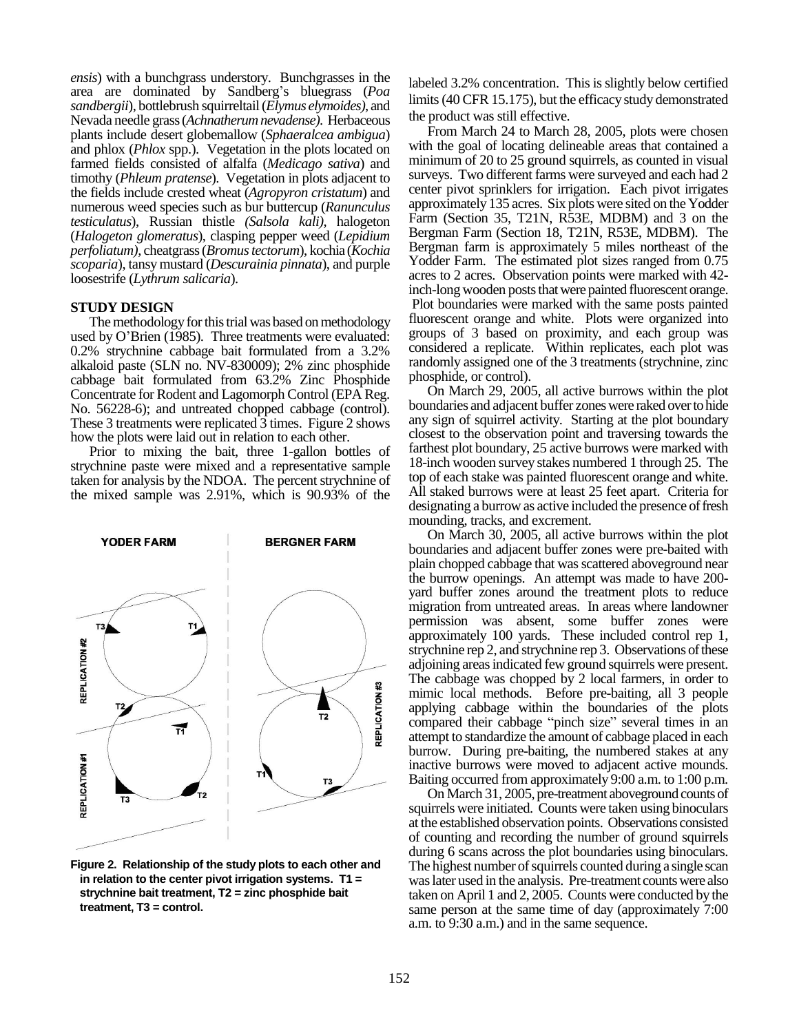*ensis*) with a bunchgrass understory. Bunchgrasses in the area are dominated by Sandberg's bluegrass (*Poa sandbergii*), bottlebrush squirreltail (*Elymus elymoides)*, and Nevada needle grass (*Achnatherum nevadense).* Herbaceous plants include desert globemallow (*Sphaeralcea ambigua*) and phlox (*Phlox* spp.). Vegetation in the plots located on farmed fields consisted of alfalfa (*Medicago sativa*) and timothy (*Phleum pratense*). Vegetation in plots adjacent to the fields include crested wheat (*Agropyron cristatum*) and numerous weed species such as bur buttercup (*Ranunculus testiculatus*), Russian thistle *(Salsola kali)*, halogeton (*Halogeton glomeratus*), clasping pepper weed (*Lepidium perfoliatum)*, cheatgrass (*Bromus tectorum*), kochia (*Kochia scoparia*), tansy mustard (*Descurainia pinnata*), and purple loosestrife (*Lythrum salicaria*).

## STUDY DESIGN

The methodology for this trial was based on methodology used by O'Brien (1985). Three treatments were evaluated: 0.2% strychnine cabbage bait formulated from a 3.2% alkaloid paste (SLN no. NV-830009); 2% zinc phosphide cabbage bait formulated from 63.2% Zinc Phosphide Concentrate for Rodent and Lagomorph Control (EPA Reg. No. 56228-6); and untreated chopped cabbage (control). These 3 treatments were replicated 3 times. Figure 2 shows how the plots were laid out in relation to each other.

Prior to mixing the bait, three 1-gallon bottles of strychnine paste were mixed and a representative sample taken for analysis by the NDOA. The percent strychnine of the mixed sample was 2.91%, which is 90.93% of the labeled 3.2% concentration. This is slightly below certified limits (40 CFR 15.175), but the efficacy study demonstrated the product was still effective.

**Figure 2. Relationship of the study plots to each other and in relation to the center pivot irrigation systems. T1 = strychnine bait treatment, T2 = zinc phosphide bait treatment, T3 = control.**

From March 24 to March 28, 2005, plots were chosen with the goal of locating delineable areas that contained a minimum of 20 to 25 ground squirrels, as counted in visual surveys. Two different farms were surveyed and each had 2 center pivot sprinklers for irrigation. Each pivot irrigates approximately 135 acres. Six plots were sited on the Yodder Farm (Section 35, T21N, R53E, MDBM) and 3 on the Bergman Farm (Section 18, T21N, R53E, MDBM). The Bergman farm is approximately 5 miles northeast of the Yodder Farm. The estimated plot sizes ranged from 0.75 acres to 2 acres. Observation points were marked with 42-inch-long wooden posts that were painted fluorescent orange. Plot boundaries were marked with the same posts painted fluorescent orange and white. Plots were organized into groups of 3 based on proximity, and each group was considered a replicate. Within replicates, each plot was randomly assigned one of the 3 treatments (strychnine, zinc phosphide, or control).

On March 29, 2005, all active burrows within the plot boundaries and adjacent buffer zones were raked over to hide any sign of squirrel activity. Starting at the plot boundary closest to the observation point and traversing towards the farthest plot boundary, 25 active burrows were marked with 18-inch wooden survey stakes numbered 1 through 25. The top of each stake was painted fluorescent orange and white. All staked burrows were at least 25 feet apart. Criteria for designating a burrow as active included the presence of fresh mounding, tracks, and excrement.

On March 30, 2005, all active burrows within the plot boundaries and adjacent buffer zones were pre-baited with plain chopped cabbage that was scattered aboveground near the burrow openings. An attempt was made to have 200-yard buffer zones around the treatment plots to reduce migration from untreated areas. In areas where landowner permission was absent, some buffer zones were approximately 100 yards. These included control rep 1, strychnine rep 2, and strychnine rep 3. Observations of these adjoining areas indicated few ground squirrels were present. The cabbage was chopped by 2 local farmers, in order to mimic local methods. Before pre-baiting, all 3 people applying cabbage within the boundaries of the plots compared their cabbage "pinch size" several times in an attempt to standardize the amount of cabbage placed in each burrow. During pre-baiting, the numbered stakes at any inactive burrows were moved to adjacent active mounds. Baiting occurred from approximately 9:00 a.m. to 1:00 p.m.

On March 31, 2005, pre-treatment aboveground counts of squirrels were initiated. Counts were taken using binoculars at the established observation points. Observations consisted of counting and recording the number of ground squirrels during 6 scans across the plot boundaries using binoculars. The highest number of squirrels counted during a single scan was later used in the analysis. Pre-treatment counts were also taken on April 1 and 2, 2005. Counts were conducted by the same person at the same time of day (approximately 7:00 a.m. to 9:30 a.m.) and in the same sequence.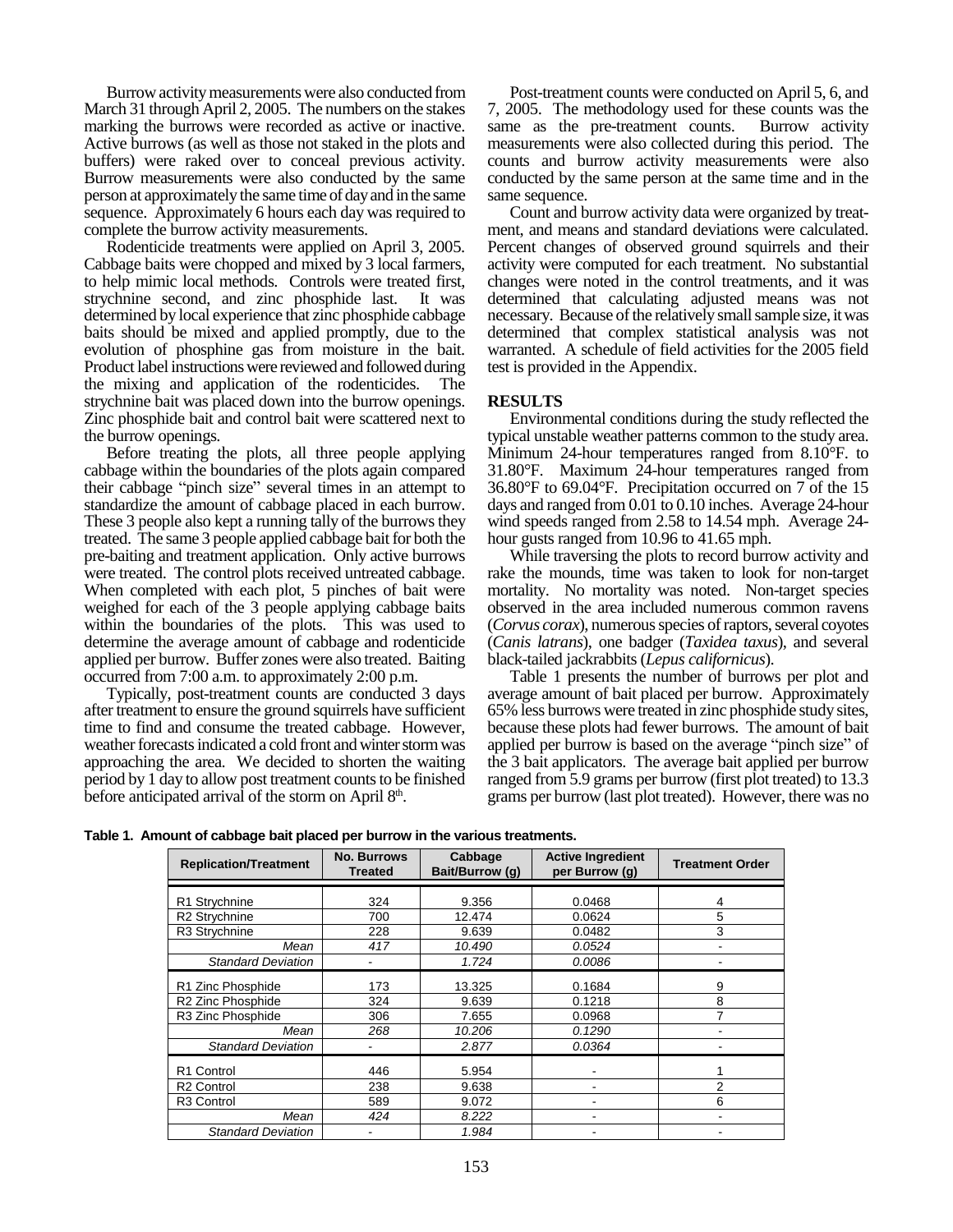Burrow activity measurements were also conducted from March 31 through April 2, 2005. The numbers on the stakes marking the burrows were recorded as active or inactive. Active burrows (as well as those not staked in the plots and buffers) were raked over to conceal previous activity. Burrow measurements were also conducted by the same person at approximately the same time of day and in the same sequence. Approximately 6 hours each day was required to complete the burrow activity measurements.

Rodenticide treatments were applied on April 3, 2005. Cabbage baits were chopped and mixed by 3 local farmers, to help mimic local methods. Controls were treated first, strychnine second, and zinc phosphide last. It was determined by local experience that zinc phosphide cabbage baits should be mixed and applied promptly, due to the evolution of phosphine gas from moisture in the bait. Product label instructions were reviewed and followed during the mixing and application of the rodenticides. The strychnine bait was placed down into the burrow openings. Zinc phosphide bait and control bait were scattered next to the burrow openings.

Before treating the plots, all three people applying cabbage within the boundaries of the plots again compared their cabbage "pinch size" several times in an attempt to standardize the amount of cabbage placed in each burrow. These 3 people also kept a running tally of the burrows they treated. The same 3 people applied cabbage bait for both the pre-baiting and treatment application. Only active burrows were treated. The control plots received untreated cabbage. When completed with each plot, 5 pinches of bait were weighed for each of the 3 people applying cabbage baits within the boundaries of the plots. This was used to determine the average amount of cabbage and rodenticide applied per burrow. Buffer zones were also treated. Baiting occurred from 7:00 a.m. to approximately 2:00 p.m.

Typically, post-treatment counts are conducted 3 days after treatment to ensure the ground squirrels have sufficient time to find and consume the treated cabbage. However, weather forecasts indicated a cold front and winter storm was approaching the area. We decided to shorten the waiting period by 1 day to allow post treatment counts to be finished before anticipated arrival of the storm on April 8th.

Post-treatment counts were conducted on April 5, 6, and 7, 2005. The methodology used for these counts was the same as the pre-treatment counts. Burrow activity measurements were also collected during this period. The counts and burrow activity measurements were also conducted by the same person at the same time and in the same sequence.

Count and burrow activity data were organized by treatment, and means and standard deviations were calculated. Percent changes of observed ground squirrels and their activity were computed for each treatment. No substantial changes were noted in the control treatments, and it was determined that calculating adjusted means was not necessary. Because of the relatively small sample size, it was determined that complex statistical analysis was not warranted. A schedule of field activities for the 2005 field test is provided in the Appendix.

## RESULTS

Environmental conditions during the study reflected the typical unstable weather patterns common to the study area. Minimum 24-hour temperatures ranged from 8.10°F. to 31.80°F. Maximum 24-hour temperatures ranged from 36.80°F to 69.04°F. Precipitation occurred on 7 of the 15 days and ranged from 0.01 to 0.10 inches. Average 24-hour wind speeds ranged from 2.58 to 14.54 mph. Average 24-hour gusts ranged from 10.96 to 41.65 mph.

While traversing the plots to record burrow activity and rake the mounds, time was taken to look for non-target mortality. No mortality was noted. Non-target species observed in the area included numerous common ravens (*Corvus corax*), numerous species of raptors, several coyotes (*Canis latrans*), one badger (*Taxidea taxus*), and several black-tailed jackrabbits (*Lepus californicus*).

Table 1 presents the number of burrows per plot and average amount of bait placed per burrow. Approximately 65% less burrows were treated in zinc phosphide study sites, because these plots had fewer burrows. The amount of bait applied per burrow is based on the average "pinch size" of the 3 bait applicators. The average bait applied per burrow ranged from 5.9 grams per burrow (first plot treated) to 13.3 grams per burrow (last plot treated). However, there was no

**Table 1. Amount of cabbage bait placed per burrow in the various treatments.**

| Replication/Treatment | No. Burrows Treated | Cabbage Bait/Burrow (g) | Active Ingredient per Burrow (g) | Treatment Order |
|---|---|---|---|---|
| R1 Strychnine | 324 | 9.356 | 0.0468 | 4 |
| R2 Strychnine | 700 | 12.474 | 0.0624 | 5 |
| R3 Strychnine | 228 | 9.639 | 0.0482 | 3 |
| *Mean* | *417* | *10.490* | *0.0524* | - |
| *Standard Deviation* | - | *1.724* | *0.0086* | - |
| R1 Zinc Phosphide | 173 | 13.325 | 0.1684 | 9 |
| R2 Zinc Phosphide | 324 | 9.639 | 0.1218 | 8 |
| R3 Zinc Phosphide | 306 | 7.655 | 0.0968 | 7 |
| *Mean* | *268* | *10.206* | *0.1290* | - |
| *Standard Deviation* | - | *2.877* | *0.0364* | - |
| R1 Control | 446 | 5.954 | - | 1 |
| R2 Control | 238 | 9.638 | - | 2 |
| R3 Control | 589 | 9.072 | - | 6 |
| *Mean* | *424* | *8.222* | - | - |
| *Standard Deviation* | - | *1.984* | - | - |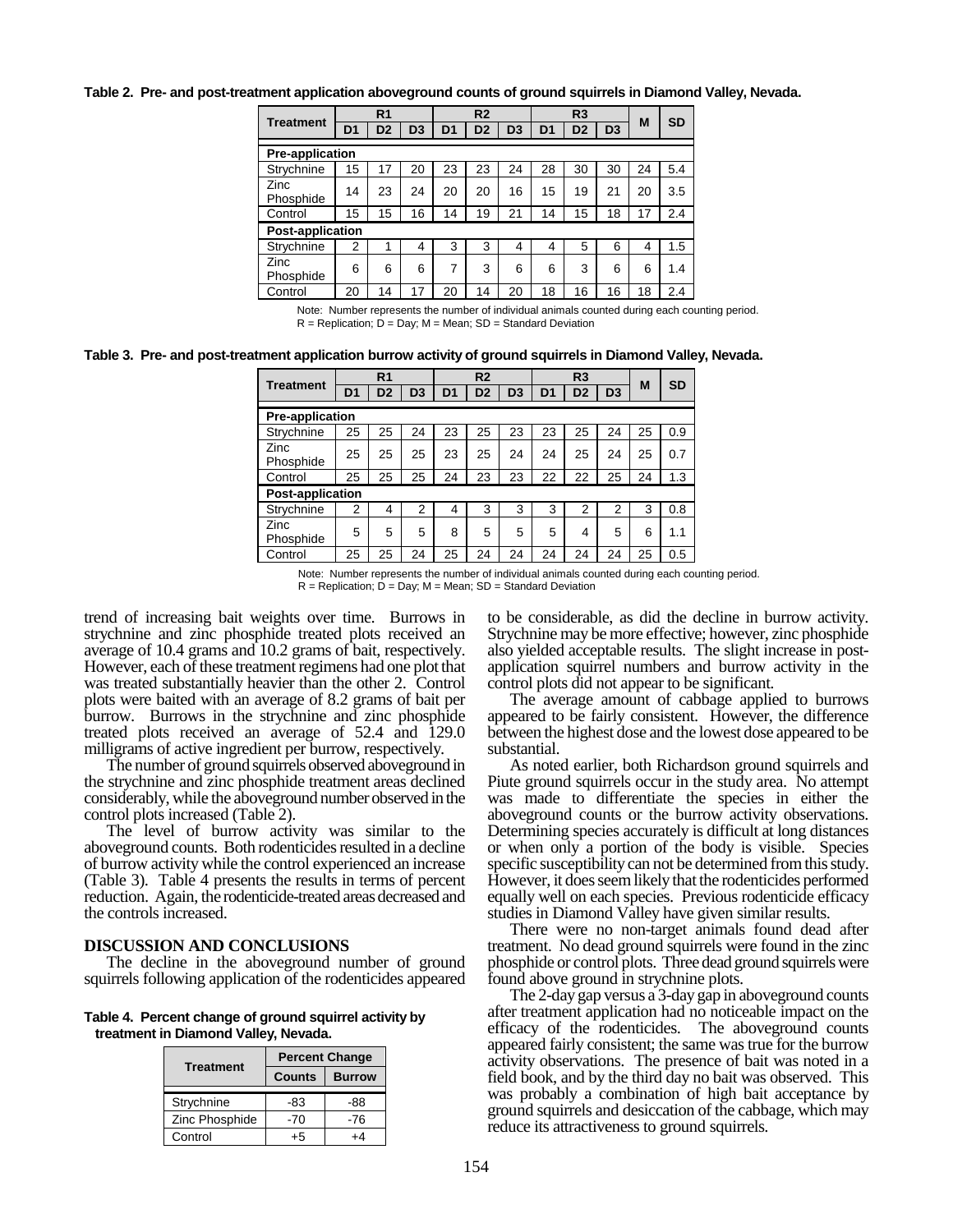**Table 2. Pre- and post-treatment application aboveground counts of ground squirrels in Diamond Valley, Nevada.**

| Treatment | R1 | | | R2 | | | R3 | | | M | SD |
|---|---|---|---|---|---|---|---|---|---|---|---|
| | D1 | D2 | D3 | D1 | D2 | D3 | D1 | D2 | D3 | | |
| **Pre-application** | | | | | | | | | | | |
| Strychnine | 15 | 17 | 20 | 23 | 23 | 24 | 28 | 30 | 30 | 24 | 5.4 |
| Zinc Phosphide | 14 | 23 | 24 | 20 | 20 | 16 | 15 | 19 | 21 | 20 | 3.5 |
| Control | 15 | 15 | 16 | 14 | 19 | 21 | 14 | 15 | 18 | 17 | 2.4 |
| **Post-application** | | | | | | | | | | | |
| Strychnine | 2 | 1 | 4 | 3 | 3 | 4 | 4 | 5 | 6 | 4 | 1.5 |
| Zinc Phosphide | 6 | 6 | 6 | 7 | 3 | 6 | 6 | 3 | 6 | 6 | 1.4 |
| Control | 20 | 14 | 17 | 20 | 14 | 20 | 18 | 16 | 16 | 18 | 2.4 |

Note: Number represents the number of individual animals counted during each counting period.
R = Replication; D = Day; M = Mean; SD = Standard Deviation

**Table 3. Pre- and post-treatment application burrow activity of ground squirrels in Diamond Valley, Nevada.**

| Treatment | R1 | | | R2 | | | R3 | | | M | SD |
|---|---|---|---|---|---|---|---|---|---|---|---|
| | D1 | D2 | D3 | D1 | D2 | D3 | D1 | D2 | D3 | | |
| **Pre-application** | | | | | | | | | | | |
| Strychnine | 25 | 25 | 24 | 23 | 25 | 23 | 23 | 25 | 24 | 25 | 0.9 |
| Zinc Phosphide | 25 | 25 | 25 | 23 | 25 | 24 | 24 | 25 | 24 | 25 | 0.7 |
| Control | 25 | 25 | 25 | 24 | 23 | 23 | 22 | 22 | 25 | 24 | 1.3 |
| **Post-application** | | | | | | | | | | | |
| Strychnine | 2 | 4 | 2 | 4 | 3 | 3 | 3 | 2 | 2 | 3 | 0.8 |
| Zinc Phosphide | 5 | 5 | 5 | 8 | 5 | 5 | 5 | 4 | 5 | 6 | 1.1 |
| Control | 25 | 25 | 24 | 25 | 24 | 24 | 24 | 24 | 24 | 25 | 0.5 |

Note: Number represents the number of individual animals counted during each counting period.
R = Replication; D = Day; M = Mean; SD = Standard Deviation

trend of increasing bait weights over time. Burrows in strychnine and zinc phosphide treated plots received an average of 10.4 grams and 10.2 grams of bait, respectively. However, each of these treatment regimens had one plot that was treated substantially heavier than the other 2. Control plots were baited with an average of 8.2 grams of bait per burrow. Burrows in the strychnine and zinc phosphide treated plots received an average of 52.4 and 129.0 milligrams of active ingredient per burrow, respectively.

The number of ground squirrels observed aboveground in the strychnine and zinc phosphide treatment areas declined considerably, while the aboveground number observed in the control plots increased (Table 2).

The level of burrow activity was similar to the aboveground counts. Both rodenticides resulted in a decline of burrow activity while the control experienced an increase (Table 3). Table 4 presents the results in terms of percent reduction. Again, the rodenticide-treated areas decreased and the controls increased.

## DISCUSSION AND CONCLUSIONS

The decline in the aboveground number of ground squirrels following application of the rodenticides appeared to be considerable, as did the decline in burrow activity. Strychnine may be more effective; however, zinc phosphide also yielded acceptable results. The slight increase in post-application squirrel numbers and burrow activity in the control plots did not appear to be significant.

**Table 4. Percent change of ground squirrel activity by treatment in Diamond Valley, Nevada.**

| Treatment | Percent Change | |
|---|---|---|
| | Counts | Burrow |
| Strychnine | -83 | -88 |
| Zinc Phosphide | -70 | -76 |
| Control | +5 | +4 |

The average amount of cabbage applied to burrows appeared to be fairly consistent. However, the difference between the highest dose and the lowest dose appeared to be substantial.

As noted earlier, both Richardson ground squirrels and Piute ground squirrels occur in the study area. No attempt was made to differentiate the species in either the aboveground counts or the burrow activity observations. Determining species accurately is difficult at long distances or when only a portion of the body is visible. Species specific susceptibility can not be determined from this study. However, it does seem likely that the rodenticides performed equally well on each species. Previous rodenticide efficacy studies in Diamond Valley have given similar results.

There were no non-target animals found dead after treatment. No dead ground squirrels were found in the zinc phosphide or control plots. Three dead ground squirrels were found above ground in strychnine plots.

The 2-day gap versus a 3-day gap in aboveground counts after treatment application had no noticeable impact on the efficacy of the rodenticides. The aboveground counts appeared fairly consistent; the same was true for the burrow activity observations. The presence of bait was noted in a field book, and by the third day no bait was observed. This was probably a combination of high bait acceptance by ground squirrels and desiccation of the cabbage, which may reduce its attractiveness to ground squirrels.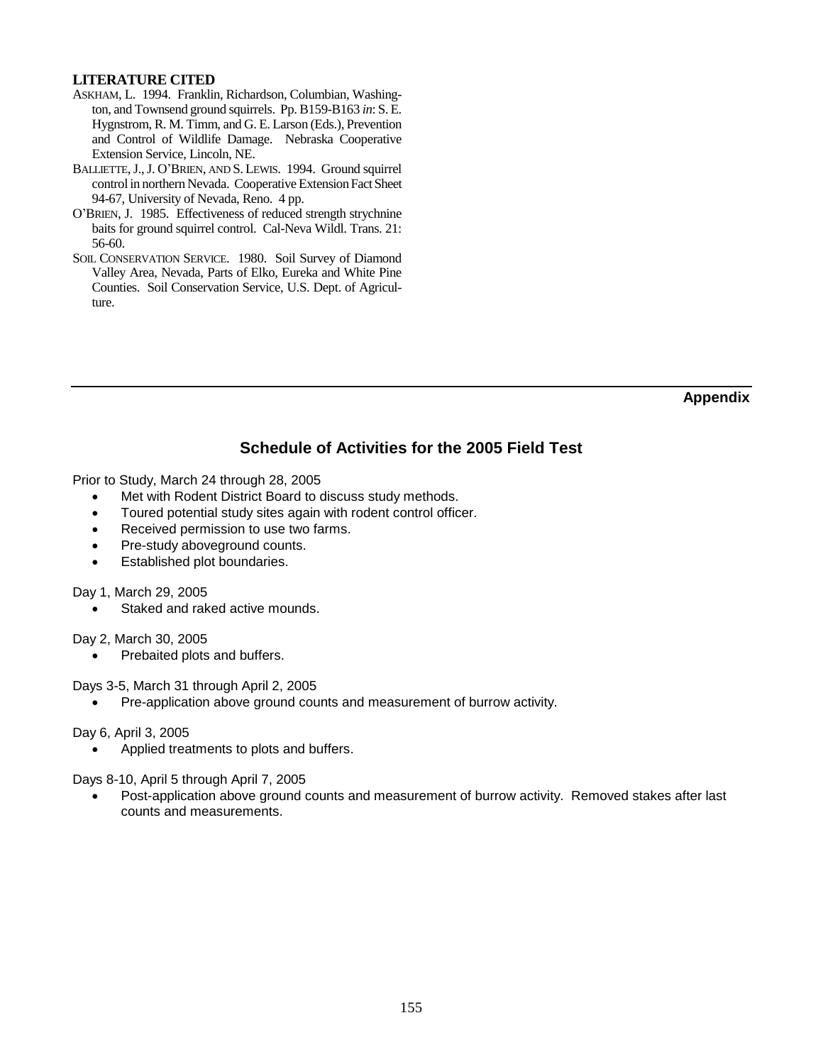## LITERATURE CITED

ASKHAM, L. 1994. Franklin, Richardson, Columbian, Washington, and Townsend ground squirrels. Pp. B159-B163 *in*: S. E. Hygnstrom, R. M. Timm, and G. E. Larson (Eds.), Prevention and Control of Wildlife Damage. Nebraska Cooperative Extension Service, Lincoln, NE.

BALLIETTE, J., J. O'BRIEN, AND S. LEWIS. 1994. Ground squirrel control in northern Nevada. Cooperative Extension Fact Sheet 94-67, University of Nevada, Reno. 4 pp.

O'BRIEN, J. 1985. Effectiveness of reduced strength strychnine baits for ground squirrel control. Cal-Neva Wildl. Trans. 21: 56-60.

SOIL CONSERVATION SERVICE. 1980. Soil Survey of Diamond Valley Area, Nevada, Parts of Elko, Eureka and White Pine Counties. Soil Conservation Service, U.S. Dept. of Agriculture.

---

**Appendix**

## Schedule of Activities for the 2005 Field Test

Prior to Study, March 24 through 28, 2005

- Met with Rodent District Board to discuss study methods.
- Toured potential study sites again with rodent control officer.
- Received permission to use two farms.
- Pre-study aboveground counts.
- Established plot boundaries.

Day 1, March 29, 2005

- Staked and raked active mounds.

Day 2, March 30, 2005

- Prebaited plots and buffers.

Days 3-5, March 31 through April 2, 2005

- Pre-application above ground counts and measurement of burrow activity.

Day 6, April 3, 2005

- Applied treatments to plots and buffers.

Days 8-10, April 5 through April 7, 2005

- Post-application above ground counts and measurement of burrow activity. Removed stakes after last counts and measurements.